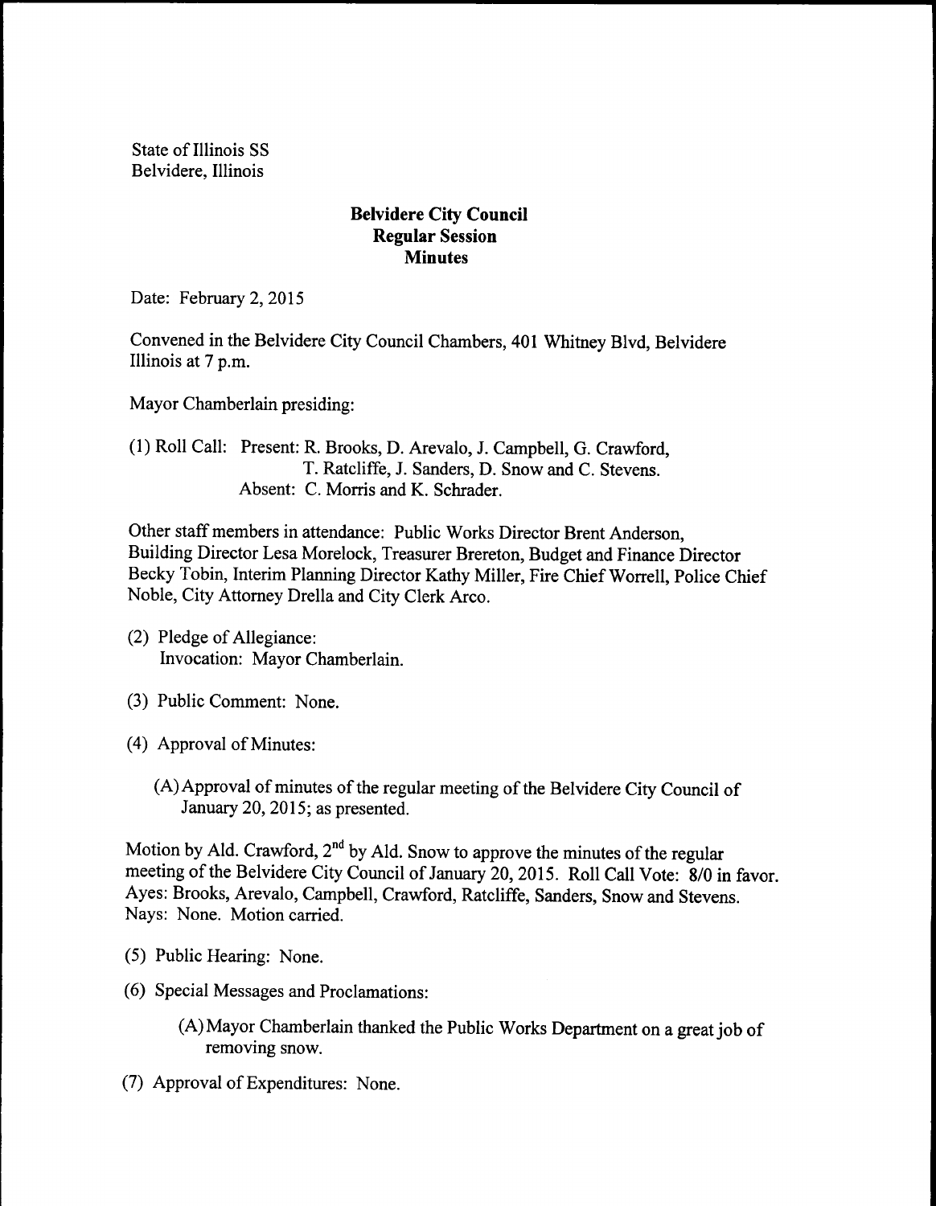State of Illinois SS
Belvidere, Illinois

# Belvidere City Council
## Regular Session
## Minutes

Date: February 2, 2015

Convened in the Belvidere City Council Chambers, 401 Whitney Blvd, Belvidere Illinois at 7 p.m.

Mayor Chamberlain presiding:

(1) Roll Call: Present: R. Brooks, D. Arevalo, J. Campbell, G. Crawford, T. Ratcliffe, J. Sanders, D. Snow and C. Stevens.
Absent: C. Morris and K. Schrader.

Other staff members in attendance: Public Works Director Brent Anderson, Building Director Lesa Morelock, Treasurer Brereton, Budget and Finance Director Becky Tobin, Interim Planning Director Kathy Miller, Fire Chief Worrell, Police Chief Noble, City Attorney Drella and City Clerk Arco.

(2) Pledge of Allegiance:
Invocation: Mayor Chamberlain.

(3) Public Comment: None.

(4) Approval of Minutes:

(A) Approval of minutes of the regular meeting of the Belvidere City Council of January 20, 2015; as presented.

Motion by Ald. Crawford, 2nd by Ald. Snow to approve the minutes of the regular meeting of the Belvidere City Council of January 20, 2015. Roll Call Vote: 8/0 in favor. Ayes: Brooks, Arevalo, Campbell, Crawford, Ratcliffe, Sanders, Snow and Stevens. Nays: None. Motion carried.

(5) Public Hearing: None.

(6) Special Messages and Proclamations:

(A) Mayor Chamberlain thanked the Public Works Department on a great job of removing snow.

(7) Approval of Expenditures: None.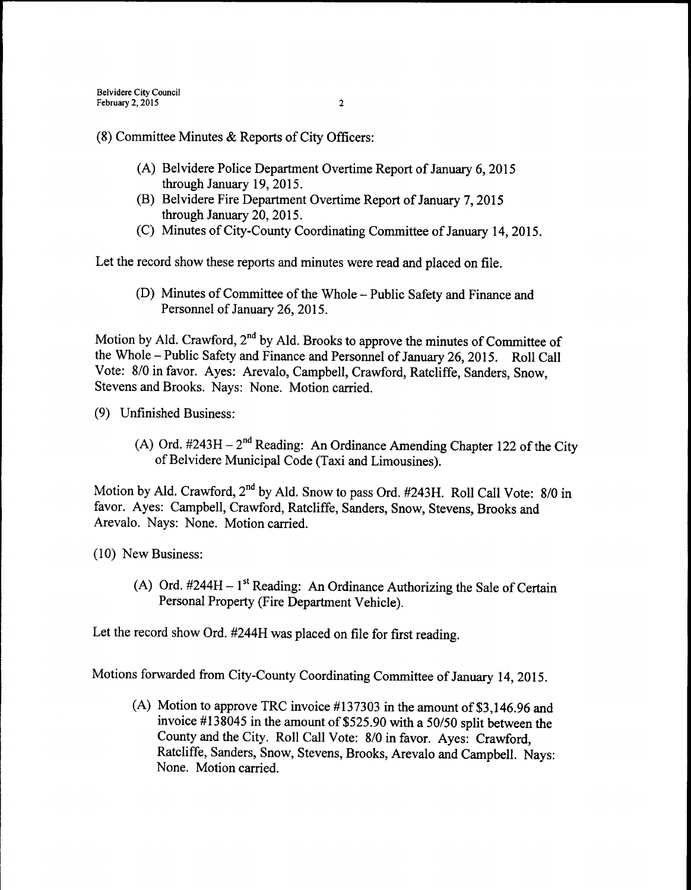(8) Committee Minutes & Reports of City Officers:

(A) Belvidere Police Department Overtime Report of January 6, 2015 through January 19, 2015.

(B) Belvidere Fire Department Overtime Report of January 7, 2015 through January 20, 2015.

(C) Minutes of City-County Coordinating Committee of January 14, 2015.

Let the record show these reports and minutes were read and placed on file.

(D) Minutes of Committee of the Whole – Public Safety and Finance and Personnel of January 26, 2015.

Motion by Ald. Crawford, 2nd by Ald. Brooks to approve the minutes of Committee of the Whole – Public Safety and Finance and Personnel of January 26, 2015. Roll Call Vote: 8/0 in favor. Ayes: Arevalo, Campbell, Crawford, Ratcliffe, Sanders, Snow, Stevens and Brooks. Nays: None. Motion carried.

(9) Unfinished Business:

(A) Ord. #243H – 2nd Reading: An Ordinance Amending Chapter 122 of the City of Belvidere Municipal Code (Taxi and Limousines).

Motion by Ald. Crawford, 2nd by Ald. Snow to pass Ord. #243H. Roll Call Vote: 8/0 in favor. Ayes: Campbell, Crawford, Ratcliffe, Sanders, Snow, Stevens, Brooks and Arevalo. Nays: None. Motion carried.

(10) New Business:

(A) Ord. #244H – 1st Reading: An Ordinance Authorizing the Sale of Certain Personal Property (Fire Department Vehicle).

Let the record show Ord. #244H was placed on file for first reading.

Motions forwarded from City-County Coordinating Committee of January 14, 2015.

(A) Motion to approve TRC invoice #137303 in the amount of $3,146.96 and invoice #138045 in the amount of $525.90 with a 50/50 split between the County and the City. Roll Call Vote: 8/0 in favor. Ayes: Crawford, Ratcliffe, Sanders, Snow, Stevens, Brooks, Arevalo and Campbell. Nays: None. Motion carried.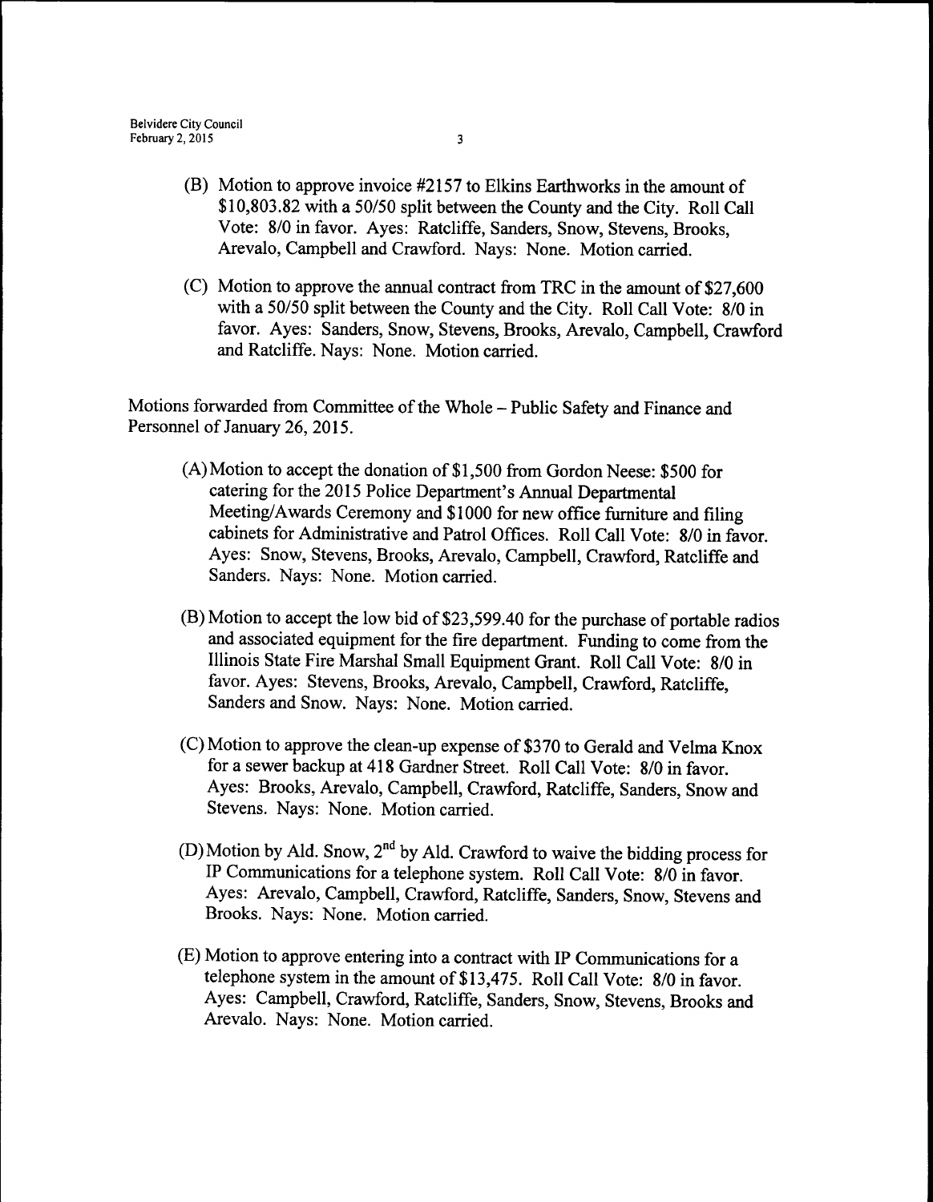(B) Motion to approve invoice #2157 to Elkins Earthworks in the amount of $10,803.82 with a 50/50 split between the County and the City. Roll Call Vote: 8/0 in favor. Ayes: Ratcliffe, Sanders, Snow, Stevens, Brooks, Arevalo, Campbell and Crawford. Nays: None. Motion carried.

(C) Motion to approve the annual contract from TRC in the amount of $27,600 with a 50/50 split between the County and the City. Roll Call Vote: 8/0 in favor. Ayes: Sanders, Snow, Stevens, Brooks, Arevalo, Campbell, Crawford and Ratcliffe. Nays: None. Motion carried.

Motions forwarded from Committee of the Whole – Public Safety and Finance and Personnel of January 26, 2015.

(A) Motion to accept the donation of $1,500 from Gordon Neese: $500 for catering for the 2015 Police Department's Annual Departmental Meeting/Awards Ceremony and $1000 for new office furniture and filing cabinets for Administrative and Patrol Offices. Roll Call Vote: 8/0 in favor. Ayes: Snow, Stevens, Brooks, Arevalo, Campbell, Crawford, Ratcliffe and Sanders. Nays: None. Motion carried.

(B) Motion to accept the low bid of $23,599.40 for the purchase of portable radios and associated equipment for the fire department. Funding to come from the Illinois State Fire Marshal Small Equipment Grant. Roll Call Vote: 8/0 in favor. Ayes: Stevens, Brooks, Arevalo, Campbell, Crawford, Ratcliffe, Sanders and Snow. Nays: None. Motion carried.

(C) Motion to approve the clean-up expense of $370 to Gerald and Velma Knox for a sewer backup at 418 Gardner Street. Roll Call Vote: 8/0 in favor. Ayes: Brooks, Arevalo, Campbell, Crawford, Ratcliffe, Sanders, Snow and Stevens. Nays: None. Motion carried.

(D) Motion by Ald. Snow, 2nd by Ald. Crawford to waive the bidding process for IP Communications for a telephone system. Roll Call Vote: 8/0 in favor. Ayes: Arevalo, Campbell, Crawford, Ratcliffe, Sanders, Snow, Stevens and Brooks. Nays: None. Motion carried.

(E) Motion to approve entering into a contract with IP Communications for a telephone system in the amount of $13,475. Roll Call Vote: 8/0 in favor. Ayes: Campbell, Crawford, Ratcliffe, Sanders, Snow, Stevens, Brooks and Arevalo. Nays: None. Motion carried.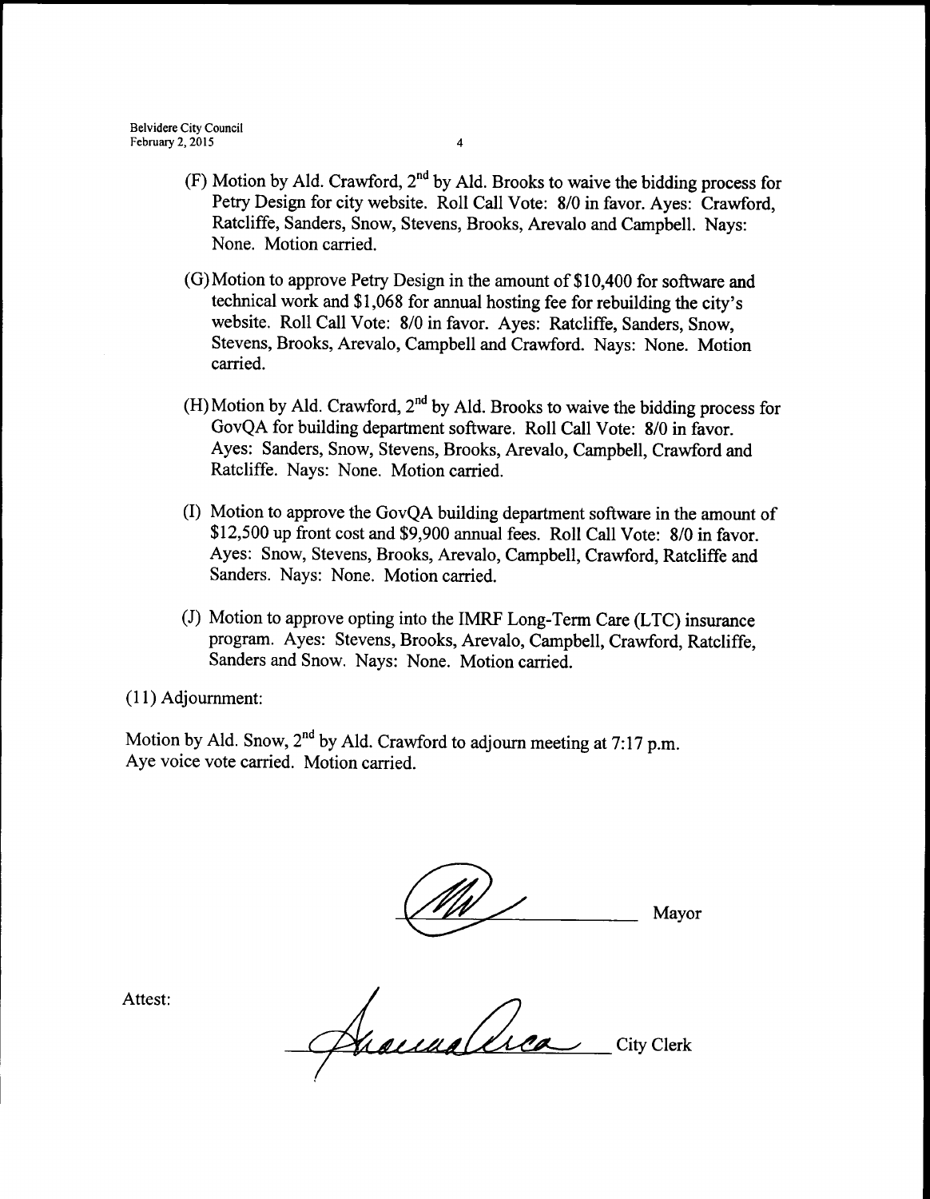(F) Motion by Ald. Crawford, 2nd by Ald. Brooks to waive the bidding process for Petry Design for city website. Roll Call Vote: 8/0 in favor. Ayes: Crawford, Ratcliffe, Sanders, Snow, Stevens, Brooks, Arevalo and Campbell. Nays: None. Motion carried.

(G) Motion to approve Petry Design in the amount of $10,400 for software and technical work and $1,068 for annual hosting fee for rebuilding the city's website. Roll Call Vote: 8/0 in favor. Ayes: Ratcliffe, Sanders, Snow, Stevens, Brooks, Arevalo, Campbell and Crawford. Nays: None. Motion carried.

(H) Motion by Ald. Crawford, 2nd by Ald. Brooks to waive the bidding process for GovQA for building department software. Roll Call Vote: 8/0 in favor. Ayes: Sanders, Snow, Stevens, Brooks, Arevalo, Campbell, Crawford and Ratcliffe. Nays: None. Motion carried.

(I) Motion to approve the GovQA building department software in the amount of $12,500 up front cost and $9,900 annual fees. Roll Call Vote: 8/0 in favor. Ayes: Snow, Stevens, Brooks, Arevalo, Campbell, Crawford, Ratcliffe and Sanders. Nays: None. Motion carried.

(J) Motion to approve opting into the IMRF Long-Term Care (LTC) insurance program. Ayes: Stevens, Brooks, Arevalo, Campbell, Crawford, Ratcliffe, Sanders and Snow. Nays: None. Motion carried.

(11) Adjournment:

Motion by Ald. Snow, 2nd by Ald. Crawford to adjourn meeting at 7:17 p.m. Aye voice vote carried. Motion carried.

_______________ Mayor

Attest:

_______________ City Clerk